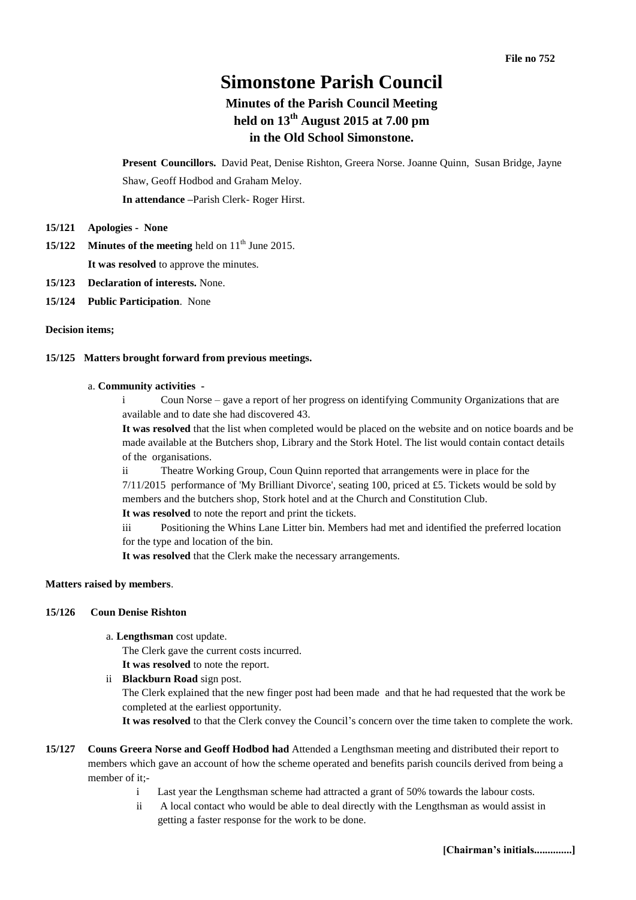File no 752

# Simonstone Parish Council

## Minutes of the Parish Council Meeting held on 13th August 2015 at 7.00 pm in the Old School Simonstone.

**Present Councillors.** David Peat, Denise Rishton, Greera Norse. Joanne Quinn, Susan Bridge, Jayne Shaw, Geoff Hodbod and Graham Meloy.

**In attendance** –Parish Clerk- Roger Hirst.

**15/121 Apologies - None**

**15/122 Minutes of the meeting** held on 11th June 2015.

**It was resolved** to approve the minutes.

**15/123 Declaration of interests.** None.

**15/124 Public Participation**. None

**Decision items;**

**15/125 Matters brought forward from previous meetings.**

a. **Community activities -**

i Coun Norse – gave a report of her progress on identifying Community Organizations that are available and to date she had discovered 43.

**It was resolved** that the list when completed would be placed on the website and on notice boards and be made available at the Butchers shop, Library and the Stork Hotel. The list would contain contact details of the organisations.

ii Theatre Working Group, Coun Quinn reported that arrangements were in place for the 7/11/2015 performance of 'My Brilliant Divorce', seating 100, priced at £5. Tickets would be sold by members and the butchers shop, Stork hotel and at the Church and Constitution Club.

**It was resolved** to note the report and print the tickets.

iii Positioning the Whins Lane Litter bin. Members had met and identified the preferred location for the type and location of the bin.

**It was resolved** that the Clerk make the necessary arrangements.

**Matters raised by members**.

**15/126 Coun Denise Rishton**

a. **Lengthsman** cost update.

The Clerk gave the current costs incurred.

**It was resolved** to note the report.

ii **Blackburn Road** sign post.

The Clerk explained that the new finger post had been made and that he had requested that the work be completed at the earliest opportunity.

**It was resolved** to that the Clerk convey the Council's concern over the time taken to complete the work.

**15/127 Couns Greera Norse and Geoff Hodbod had** Attended a Lengthsman meeting and distributed their report to members which gave an account of how the scheme operated and benefits parish councils derived from being a member of it;-

i Last year the Lengthsman scheme had attracted a grant of 50% towards the labour costs.

ii A local contact who would be able to deal directly with the Lengthsman as would assist in getting a faster response for the work to be done.

[Chairman's initials.............]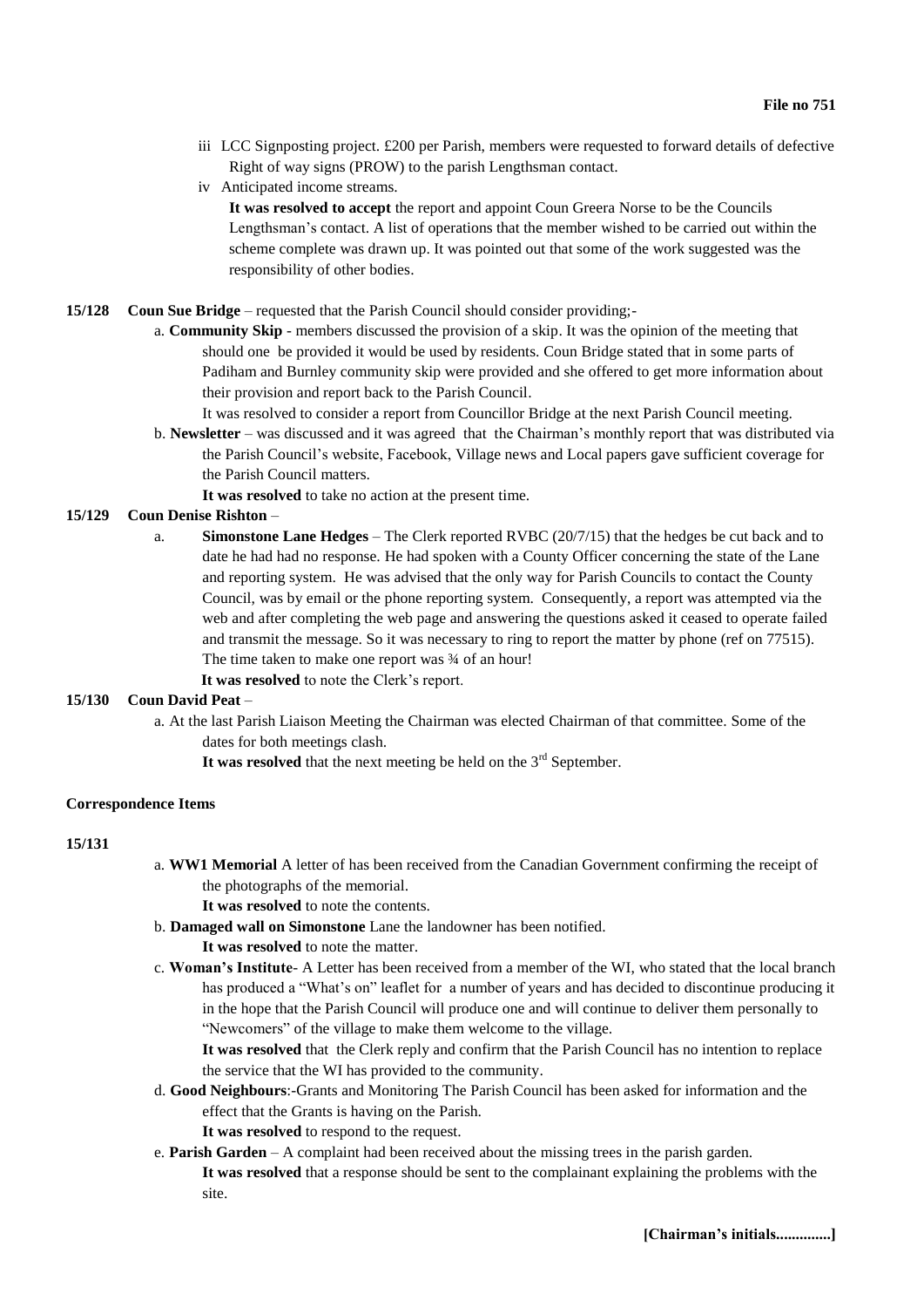**File no 751**

iii LCC Signposting project. £200 per Parish, members were requested to forward details of defective Right of way signs (PROW) to the parish Lengthsman contact.

iv Anticipated income streams.

**It was resolved to accept** the report and appoint Coun Greera Norse to be the Councils Lengthsman's contact. A list of operations that the member wished to be carried out within the scheme complete was drawn up. It was pointed out that some of the work suggested was the responsibility of other bodies.

**15/128 Coun Sue Bridge** – requested that the Parish Council should consider providing;-

a. **Community Skip** - members discussed the provision of a skip. It was the opinion of the meeting that should one be provided it would be used by residents. Coun Bridge stated that in some parts of Padiham and Burnley community skip were provided and she offered to get more information about their provision and report back to the Parish Council.

It was resolved to consider a report from Councillor Bridge at the next Parish Council meeting.

b. **Newsletter** – was discussed and it was agreed that the Chairman's monthly report that was distributed via the Parish Council's website, Facebook, Village news and Local papers gave sufficient coverage for the Parish Council matters.

**It was resolved** to take no action at the present time.

**15/129 Coun Denise Rishton** –

a. **Simonstone Lane Hedges** – The Clerk reported RVBC (20/7/15) that the hedges be cut back and to date he had had no response. He had spoken with a County Officer concerning the state of the Lane and reporting system. He was advised that the only way for Parish Councils to contact the County Council, was by email or the phone reporting system. Consequently, a report was attempted via the web and after completing the web page and answering the questions asked it ceased to operate failed and transmit the message. So it was necessary to ring to report the matter by phone (ref on 77515). The time taken to make one report was ¾ of an hour!

**It was resolved** to note the Clerk's report.

**15/130 Coun David Peat** –

a. At the last Parish Liaison Meeting the Chairman was elected Chairman of that committee. Some of the dates for both meetings clash.

**It was resolved** that the next meeting be held on the 3rd September.

**Correspondence Items**

**15/131**

a. **WW1 Memorial** A letter of has been received from the Canadian Government confirming the receipt of the photographs of the memorial.

**It was resolved** to note the contents.

b. **Damaged wall on Simonstone** Lane the landowner has been notified.

**It was resolved** to note the matter.

c. **Woman's Institute**- A Letter has been received from a member of the WI, who stated that the local branch has produced a "What's on" leaflet for a number of years and has decided to discontinue producing it in the hope that the Parish Council will produce one and will continue to deliver them personally to "Newcomers" of the village to make them welcome to the village.

**It was resolved** that the Clerk reply and confirm that the Parish Council has no intention to replace the service that the WI has provided to the community.

d. **Good Neighbours**:-Grants and Monitoring The Parish Council has been asked for information and the effect that the Grants is having on the Parish.

**It was resolved** to respond to the request.

e. **Parish Garden** – A complaint had been received about the missing trees in the parish garden.

**It was resolved** that a response should be sent to the complainant explaining the problems with the site.

**[Chairman's initials.............]**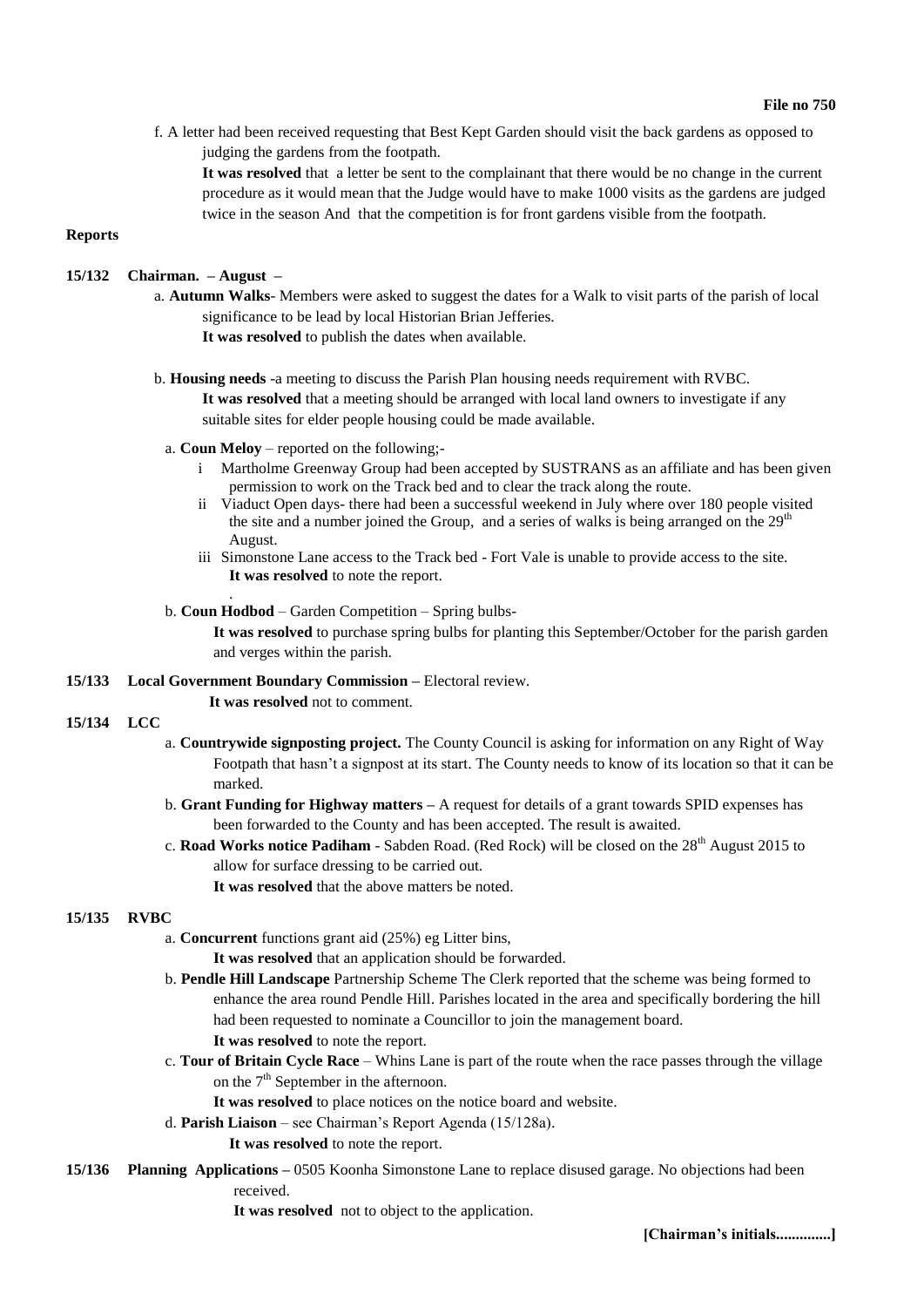f. A letter had been received requesting that Best Kept Garden should visit the back gardens as opposed to judging the gardens from the footpath.

**It was resolved** that a letter be sent to the complainant that there would be no change in the current procedure as it would mean that the Judge would have to make 1000 visits as the gardens are judged twice in the season And that the competition is for front gardens visible from the footpath.

**Reports**

**15/132 Chairman. – August –**

a. **Autumn Walks**- Members were asked to suggest the dates for a Walk to visit parts of the parish of local significance to be lead by local Historian Brian Jefferies.

**It was resolved** to publish the dates when available.

b. **Housing needs** -a meeting to discuss the Parish Plan housing needs requirement with RVBC.

**It was resolved** that a meeting should be arranged with local land owners to investigate if any suitable sites for elder people housing could be made available.

a. **Coun Meloy** – reported on the following;-

i Martholme Greenway Group had been accepted by SUSTRANS as an affiliate and has been given permission to work on the Track bed and to clear the track along the route.

ii Viaduct Open days- there had been a successful weekend in July where over 180 people visited the site and a number joined the Group, and a series of walks is being arranged on the 29th August.

iii Simonstone Lane access to the Track bed - Fort Vale is unable to provide access to the site.

**It was resolved** to note the report.

.

b. **Coun Hodbod** – Garden Competition – Spring bulbs-

**It was resolved** to purchase spring bulbs for planting this September/October for the parish garden and verges within the parish.

**15/133 Local Government Boundary Commission –** Electoral review.

**It was resolved** not to comment.

**15/134 LCC**

a. **Countrywide signposting project.** The County Council is asking for information on any Right of Way Footpath that hasn't a signpost at its start. The County needs to know of its location so that it can be marked.

b. **Grant Funding for Highway matters –** A request for details of a grant towards SPID expenses has been forwarded to the County and has been accepted. The result is awaited.

c. **Road Works notice Padiham** - Sabden Road. (Red Rock) will be closed on the 28th August 2015 to allow for surface dressing to be carried out.

**It was resolved** that the above matters be noted.

**15/135 RVBC**

a. **Concurrent** functions grant aid (25%) eg Litter bins,

**It was resolved** that an application should be forwarded.

b. **Pendle Hill Landscape** Partnership Scheme The Clerk reported that the scheme was being formed to enhance the area round Pendle Hill. Parishes located in the area and specifically bordering the hill had been requested to nominate a Councillor to join the management board.

**It was resolved** to note the report.

c. **Tour of Britain Cycle Race** – Whins Lane is part of the route when the race passes through the village on the 7th September in the afternoon.

**It was resolved** to place notices on the notice board and website.

d. **Parish Liaison** – see Chairman's Report Agenda (15/128a).

**It was resolved** to note the report.

**15/136 Planning Applications –** 0505 Koonha Simonstone Lane to replace disused garage. No objections had been received.

**It was resolved** not to object to the application.

**[Chairman's initials..............]**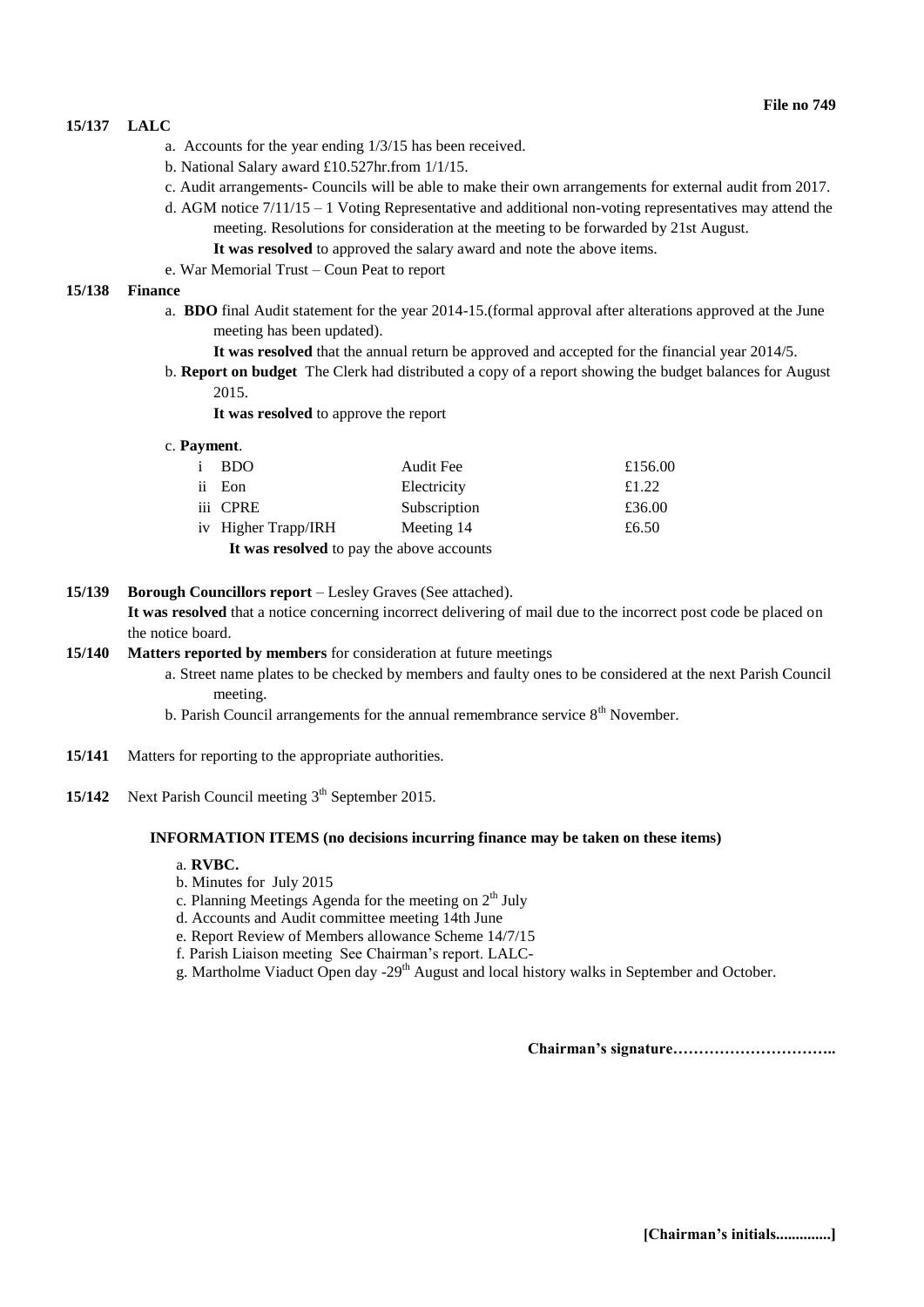**File no 749**

**15/137 LALC**

a. Accounts for the year ending 1/3/15 has been received.

b. National Salary award £10.527hr.from 1/1/15.

c. Audit arrangements- Councils will be able to make their own arrangements for external audit from 2017.

d. AGM notice 7/11/15 – 1 Voting Representative and additional non-voting representatives may attend the meeting. Resolutions for consideration at the meeting to be forwarded by 21st August.

**It was resolved** to approved the salary award and note the above items.

e. War Memorial Trust – Coun Peat to report

**15/138 Finance**

a. **BDO** final Audit statement for the year 2014-15.(formal approval after alterations approved at the June meeting has been updated).

**It was resolved** that the annual return be approved and accepted for the financial year 2014/5.

b. **Report on budget** The Clerk had distributed a copy of a report showing the budget balances for August 2015.

**It was resolved** to approve the report

c. **Payment**.

| | | | |
|---|---|---|---|
| i | BDO | Audit Fee | £156.00 |
| ii | Eon | Electricity | £1.22 |
| iii | CPRE | Subscription | £36.00 |
| iv | Higher Trapp/IRH | Meeting 14 | £6.50 |

**It was resolved** to pay the above accounts

**15/139 Borough Councillors report** – Lesley Graves (See attached).

**It was resolved** that a notice concerning incorrect delivering of mail due to the incorrect post code be placed on the notice board.

**15/140 Matters reported by members** for consideration at future meetings

a. Street name plates to be checked by members and faulty ones to be considered at the next Parish Council meeting.

b. Parish Council arrangements for the annual remembrance service 8th November.

**15/141** Matters for reporting to the appropriate authorities.

**15/142** Next Parish Council meeting 3rd September 2015.

**INFORMATION ITEMS (no decisions incurring finance may be taken on these items)**

a. **RVBC.**

b. Minutes for July 2015

c. Planning Meetings Agenda for the meeting on 2th July

d. Accounts and Audit committee meeting 14th June

e. Report Review of Members allowance Scheme 14/7/15

f. Parish Liaison meeting See Chairman's report. LALC-

g. Martholme Viaduct Open day -29th August and local history walks in September and October.

**Chairman's signature…………………………..**

**[Chairman's initials.............]**